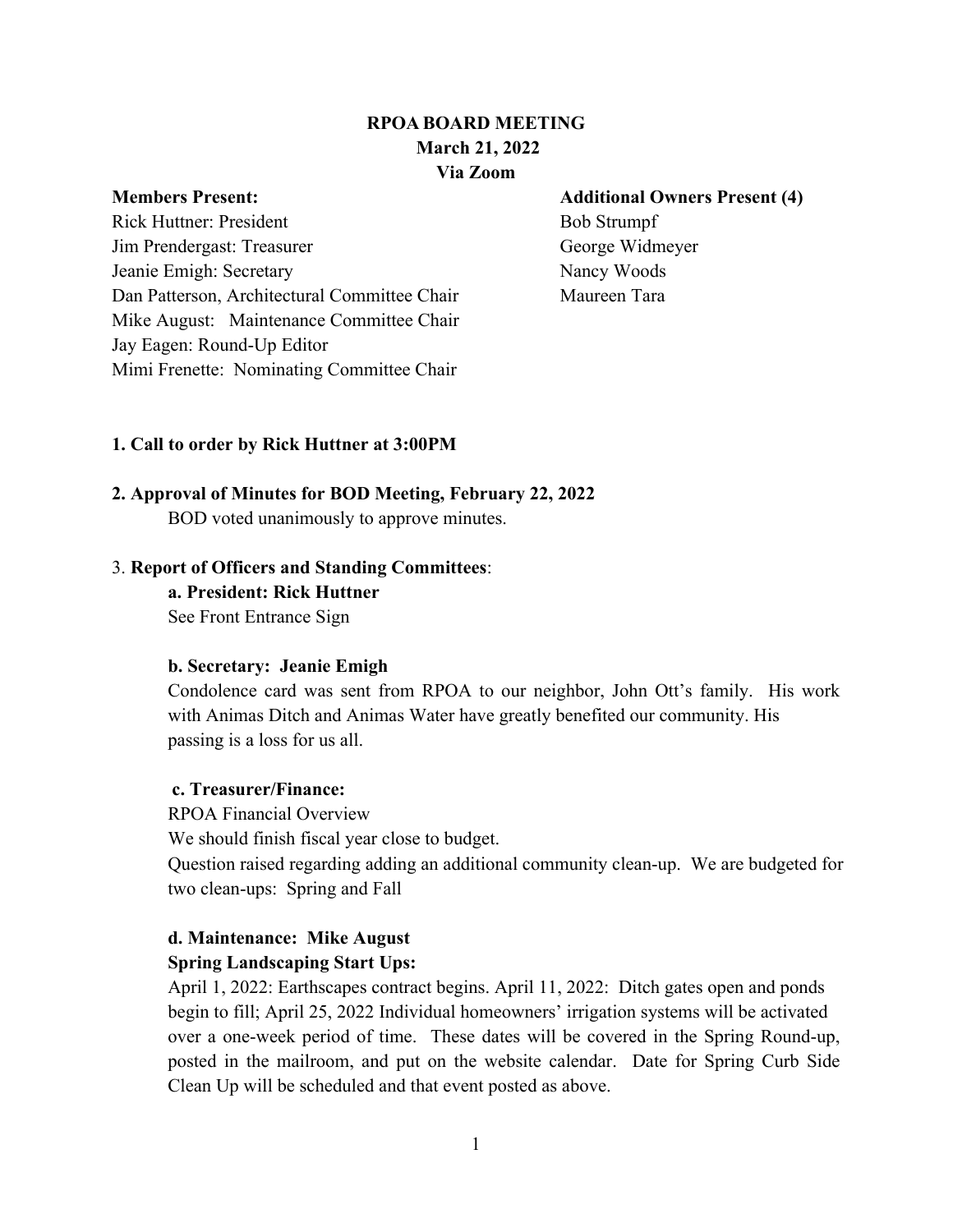# RPOA BOARD MEETING
## March 21, 2022
## Via Zoom

**Members Present:**
Rick Huttner: President
Jim Prendergast: Treasurer
Jeanie Emigh: Secretary
Dan Patterson, Architectural Committee Chair
Mike August: Maintenance Committee Chair
Jay Eagen: Round-Up Editor
Mimi Frenette: Nominating Committee Chair

**Additional Owners Present (4)**
Bob Strumpf
George Widmeyer
Nancy Woods
Maureen Tara

**1. Call to order by Rick Huttner at 3:00PM**

**2. Approval of Minutes for BOD Meeting, February 22, 2022**

BOD voted unanimously to approve minutes.

3. **Report of Officers and Standing Committees**:

**a. President: Rick Huttner**

See Front Entrance Sign

**b. Secretary: Jeanie Emigh**

Condolence card was sent from RPOA to our neighbor, John Ott's family. His work with Animas Ditch and Animas Water have greatly benefited our community. His passing is a loss for us all.

**c. Treasurer/Finance:**

RPOA Financial Overview

We should finish fiscal year close to budget.

Question raised regarding adding an additional community clean-up. We are budgeted for two clean-ups: Spring and Fall

**d. Maintenance: Mike August**

**Spring Landscaping Start Ups:**

April 1, 2022: Earthscapes contract begins. April 11, 2022: Ditch gates open and ponds begin to fill; April 25, 2022 Individual homeowners' irrigation systems will be activated over a one-week period of time. These dates will be covered in the Spring Round-up, posted in the mailroom, and put on the website calendar. Date for Spring Curb Side Clean Up will be scheduled and that event posted as above.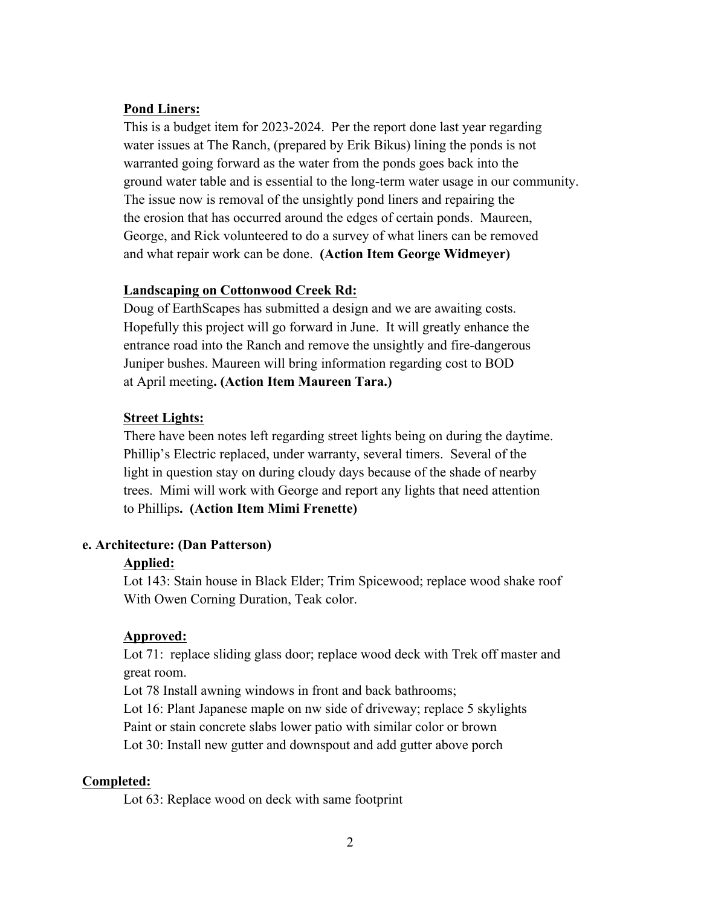**Pond Liners:**

This is a budget item for 2023-2024. Per the report done last year regarding water issues at The Ranch, (prepared by Erik Bikus) lining the ponds is not warranted going forward as the water from the ponds goes back into the ground water table and is essential to the long-term water usage in our community. The issue now is removal of the unsightly pond liners and repairing the the erosion that has occurred around the edges of certain ponds. Maureen, George, and Rick volunteered to do a survey of what liners can be removed and what repair work can be done. **(Action Item George Widmeyer)**

**Landscaping on Cottonwood Creek Rd:**

Doug of EarthScapes has submitted a design and we are awaiting costs. Hopefully this project will go forward in June. It will greatly enhance the entrance road into the Ranch and remove the unsightly and fire-dangerous Juniper bushes. Maureen will bring information regarding cost to BOD at April meeting**. (Action Item Maureen Tara.)**

**Street Lights:**

There have been notes left regarding street lights being on during the daytime. Phillip's Electric replaced, under warranty, several timers. Several of the light in question stay on during cloudy days because of the shade of nearby trees. Mimi will work with George and report any lights that need attention to Phillips**. (Action Item Mimi Frenette)**

**e. Architecture: (Dan Patterson)**

**Applied:**

Lot 143: Stain house in Black Elder; Trim Spicewood; replace wood shake roof With Owen Corning Duration, Teak color.

**Approved:**

Lot 71: replace sliding glass door; replace wood deck with Trek off master and great room.
Lot 78 Install awning windows in front and back bathrooms;
Lot 16: Plant Japanese maple on nw side of driveway; replace 5 skylights
Paint or stain concrete slabs lower patio with similar color or brown
Lot 30: Install new gutter and downspout and add gutter above porch

**Completed:**

Lot 63: Replace wood on deck with same footprint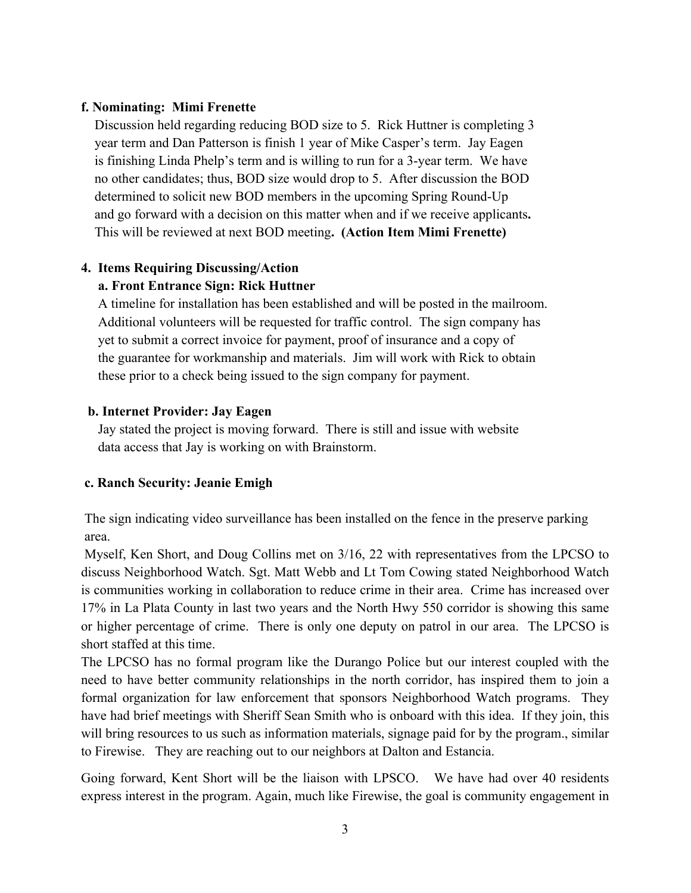**f. Nominating: Mimi Frenette**

Discussion held regarding reducing BOD size to 5. Rick Huttner is completing 3 year term and Dan Patterson is finish 1 year of Mike Casper's term. Jay Eagen is finishing Linda Phelp's term and is willing to run for a 3-year term. We have no other candidates; thus, BOD size would drop to 5. After discussion the BOD determined to solicit new BOD members in the upcoming Spring Round-Up and go forward with a decision on this matter when and if we receive applicants**.** This will be reviewed at next BOD meeting**. (Action Item Mimi Frenette)**

**4. Items Requiring Discussing/Action**

**a. Front Entrance Sign: Rick Huttner**

A timeline for installation has been established and will be posted in the mailroom. Additional volunteers will be requested for traffic control. The sign company has yet to submit a correct invoice for payment, proof of insurance and a copy of the guarantee for workmanship and materials. Jim will work with Rick to obtain these prior to a check being issued to the sign company for payment.

**b. Internet Provider: Jay Eagen**

Jay stated the project is moving forward. There is still and issue with website data access that Jay is working on with Brainstorm.

**c. Ranch Security: Jeanie Emigh**

The sign indicating video surveillance has been installed on the fence in the preserve parking area.

Myself, Ken Short, and Doug Collins met on 3/16, 22 with representatives from the LPCSO to discuss Neighborhood Watch. Sgt. Matt Webb and Lt Tom Cowing stated Neighborhood Watch is communities working in collaboration to reduce crime in their area. Crime has increased over 17% in La Plata County in last two years and the North Hwy 550 corridor is showing this same or higher percentage of crime. There is only one deputy on patrol in our area. The LPCSO is short staffed at this time.

The LPCSO has no formal program like the Durango Police but our interest coupled with the need to have better community relationships in the north corridor, has inspired them to join a formal organization for law enforcement that sponsors Neighborhood Watch programs. They have had brief meetings with Sheriff Sean Smith who is onboard with this idea. If they join, this will bring resources to us such as information materials, signage paid for by the program., similar to Firewise. They are reaching out to our neighbors at Dalton and Estancia.

Going forward, Kent Short will be the liaison with LPSCO. We have had over 40 residents express interest in the program. Again, much like Firewise, the goal is community engagement in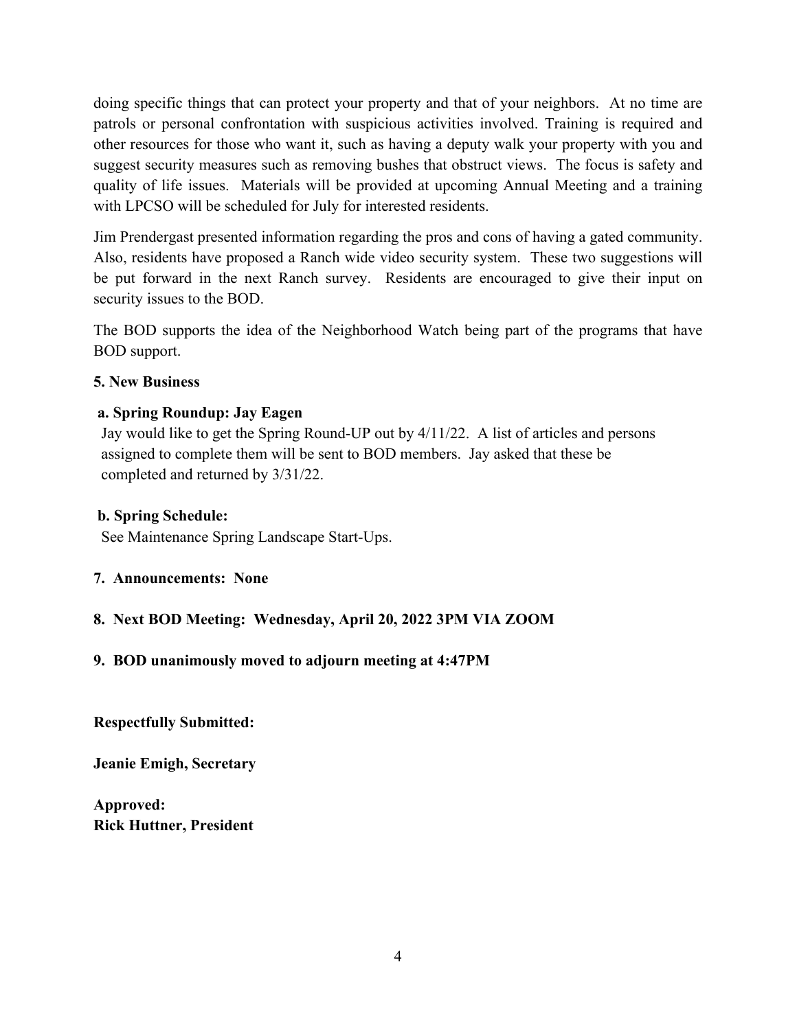doing specific things that can protect your property and that of your neighbors. At no time are patrols or personal confrontation with suspicious activities involved. Training is required and other resources for those who want it, such as having a deputy walk your property with you and suggest security measures such as removing bushes that obstruct views. The focus is safety and quality of life issues. Materials will be provided at upcoming Annual Meeting and a training with LPCSO will be scheduled for July for interested residents.

Jim Prendergast presented information regarding the pros and cons of having a gated community. Also, residents have proposed a Ranch wide video security system. These two suggestions will be put forward in the next Ranch survey. Residents are encouraged to give their input on security issues to the BOD.

The BOD supports the idea of the Neighborhood Watch being part of the programs that have BOD support.

**5. New Business**

**a. Spring Roundup: Jay Eagen**

Jay would like to get the Spring Round-UP out by 4/11/22. A list of articles and persons assigned to complete them will be sent to BOD members. Jay asked that these be completed and returned by 3/31/22.

**b. Spring Schedule:**

See Maintenance Spring Landscape Start-Ups.

**7. Announcements: None**

**8. Next BOD Meeting: Wednesday, April 20, 2022 3PM VIA ZOOM**

**9. BOD unanimously moved to adjourn meeting at 4:47PM**

**Respectfully Submitted:**

**Jeanie Emigh, Secretary**

**Approved:**
**Rick Huttner, President**